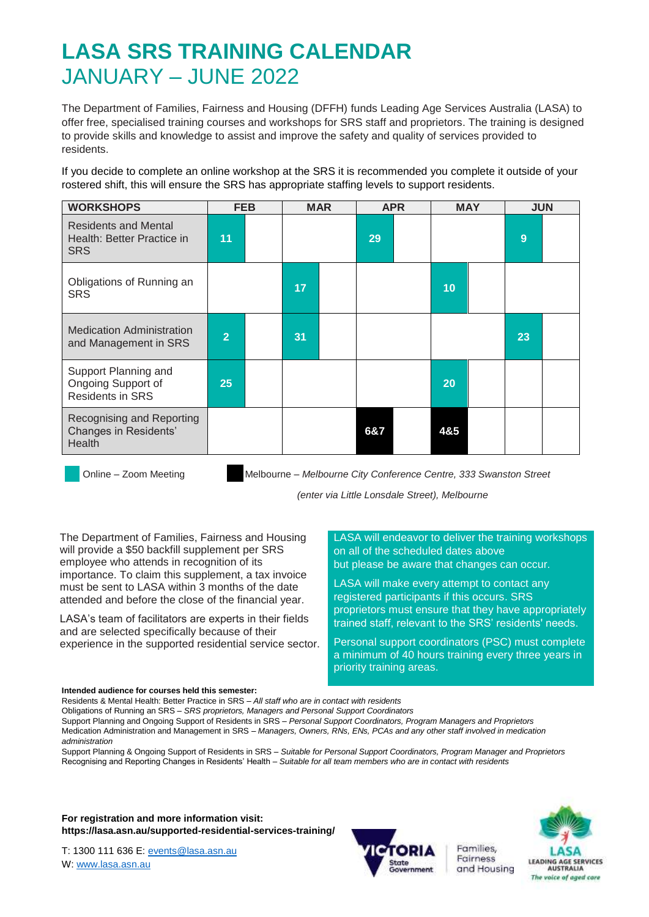# LASA SRS TRAINING CALENDAR
## JANUARY – JUNE 2022

The Department of Families, Fairness and Housing (DFFH) funds Leading Age Services Australia (LASA) to offer free, specialised training courses and workshops for SRS staff and proprietors. The training is designed to provide skills and knowledge to assist and improve the safety and quality of services provided to residents.

If you decide to complete an online workshop at the SRS it is recommended you complete it outside of your rostered shift, this will ensure the SRS has appropriate staffing levels to support residents.

| WORKSHOPS | FEB | | MAR | | APR | | MAY | | JUN | |
|---|---|---|---|---|---|---|---|---|---|---|
| Residents and Mental Health: Better Practice in SRS | 11 | | | | 29 | | | | 9 | |
| Obligations of Running an SRS | | | 17 | | | | 10 | | | |
| Medication Administration and Management in SRS | 2 | | 31 | | | | | | 23 | |
| Support Planning and Ongoing Support of Residents in SRS | 25 | | | | | | 20 | | | |
| Recognising and Reporting Changes in Residents' Health | | | | | 6&7 | | 4&5 | | | |

Online – Zoom Meeting (all dates except 6&7 April and 4&5 May)

Melbourne – *Melbourne City Conference Centre, 333 Swanston Street (enter via Little Lonsdale Street), Melbourne* (6&7 April and 4&5 May)

The Department of Families, Fairness and Housing will provide a $50 backfill supplement per SRS employee who attends in recognition of its importance. To claim this supplement, a tax invoice must be sent to LASA within 3 months of the date attended and before the close of the financial year.

LASA's team of facilitators are experts in their fields and are selected specifically because of their experience in the supported residential service sector.

LASA will endeavor to deliver the training workshops on all of the scheduled dates above but please be aware that changes can occur.

LASA will make every attempt to contact any registered participants if this occurs. SRS proprietors must ensure that they have appropriately trained staff, relevant to the SRS' residents' needs.

Personal support coordinators (PSC) must complete a minimum of 40 hours training every three years in priority training areas.

**Intended audience for courses held this semester:**

Residents & Mental Health: Better Practice in SRS – *All staff who are in contact with residents*
Obligations of Running an SRS – *SRS proprietors, Managers and Personal Support Coordinators*
Support Planning and Ongoing Support of Residents in SRS – *Personal Support Coordinators, Program Managers and Proprietors*
Medication Administration and Management in SRS – *Managers, Owners, RNs, ENs, PCAs and any other staff involved in medication administration*
Support Planning & Ongoing Support of Residents in SRS – *Suitable for Personal Support Coordinators, Program Manager and Proprietors*
Recognising and Reporting Changes in Residents' Health – *Suitable for all team members who are in contact with residents*

**For registration and more information visit:**
**https://lasa.asn.au/supported-residential-services-training/**

T: 1300 111 636 E: events@lasa.asn.au
W: www.lasa.asn.au

VICTORIA State Government | Families, Fairness and Housing | LASA LEADING AGE SERVICES AUSTRALIA *The voice of aged care*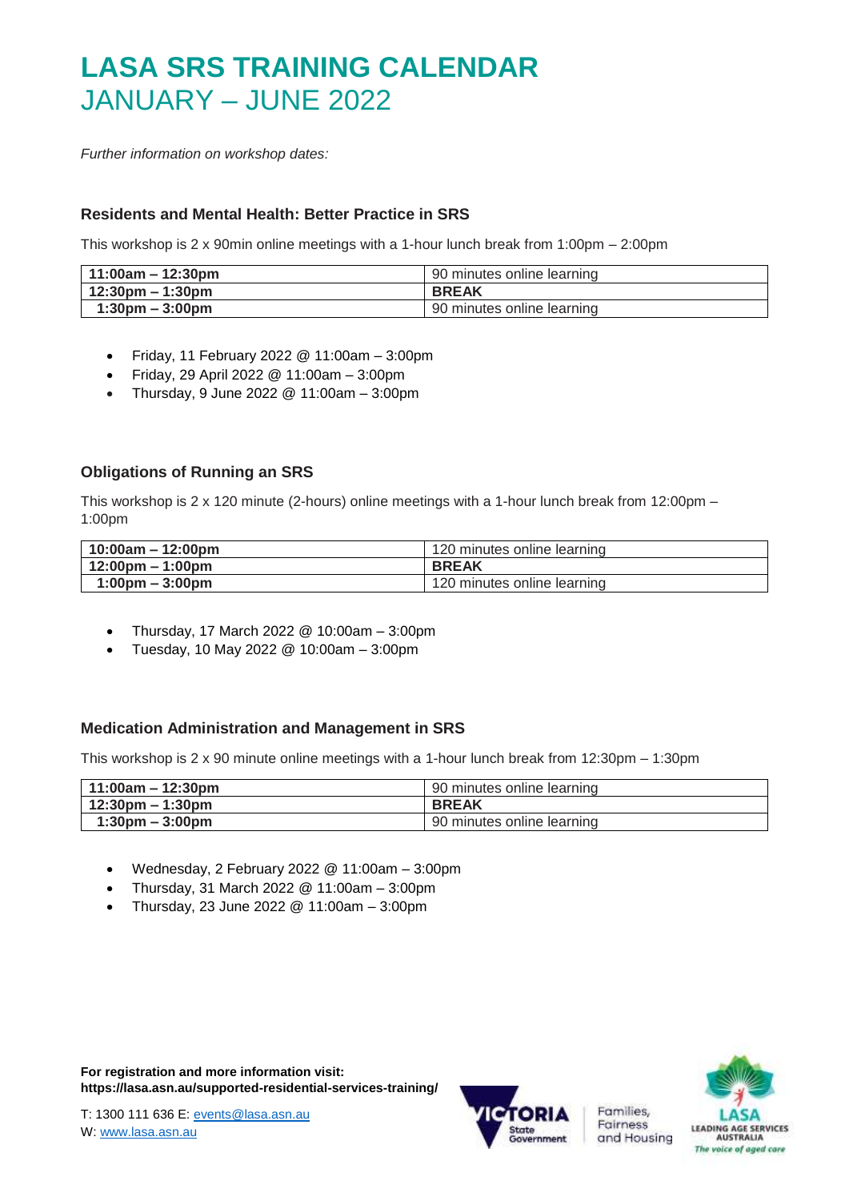# LASA SRS TRAINING CALENDAR
## JANUARY – JUNE 2022

*Further information on workshop dates:*

### Residents and Mental Health: Better Practice in SRS

This workshop is 2 x 90min online meetings with a 1-hour lunch break from 1:00pm – 2:00pm

| **11:00am – 12:30pm** | 90 minutes online learning |
|---|---|
| **12:30pm – 1:30pm** | **BREAK** |
| **1:30pm – 3:00pm** | 90 minutes online learning |

- Friday, 11 February 2022 @ 11:00am – 3:00pm
- Friday, 29 April 2022 @ 11:00am – 3:00pm
- Thursday, 9 June 2022 @ 11:00am – 3:00pm

### Obligations of Running an SRS

This workshop is 2 x 120 minute (2-hours) online meetings with a 1-hour lunch break from 12:00pm – 1:00pm

| **10:00am – 12:00pm** | 120 minutes online learning |
|---|---|
| **12:00pm – 1:00pm** | **BREAK** |
| **1:00pm – 3:00pm** | 120 minutes online learning |

- Thursday, 17 March 2022 @ 10:00am – 3:00pm
- Tuesday, 10 May 2022 @ 10:00am – 3:00pm

### Medication Administration and Management in SRS

This workshop is 2 x 90 minute online meetings with a 1-hour lunch break from 12:30pm – 1:30pm

| **11:00am – 12:30pm** | 90 minutes online learning |
|---|---|
| **12:30pm – 1:30pm** | **BREAK** |
| **1:30pm – 3:00pm** | 90 minutes online learning |

- Wednesday, 2 February 2022 @ 11:00am – 3:00pm
- Thursday, 31 March 2022 @ 11:00am – 3:00pm
- Thursday, 23 June 2022 @ 11:00am – 3:00pm

**For registration and more information visit:**
**https://lasa.asn.au/supported-residential-services-training/**

T: 1300 111 636 E: events@lasa.asn.au
W: www.lasa.asn.au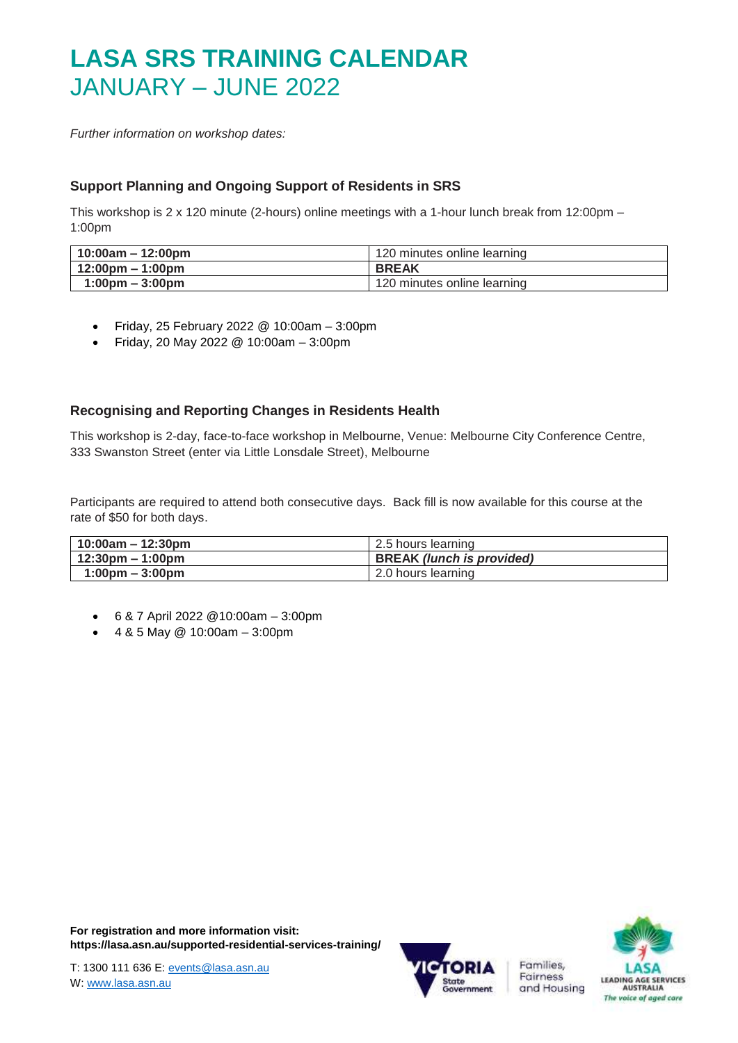# LASA SRS TRAINING CALENDAR
## JANUARY – JUNE 2022

*Further information on workshop dates:*

### Support Planning and Ongoing Support of Residents in SRS

This workshop is 2 x 120 minute (2-hours) online meetings with a 1-hour lunch break from 12:00pm – 1:00pm

| | |
|---|---|
| **10:00am – 12:00pm** | 120 minutes online learning |
| **12:00pm – 1:00pm** | **BREAK** |
| **1:00pm – 3:00pm** | 120 minutes online learning |

- Friday, 25 February 2022 @ 10:00am – 3:00pm
- Friday, 20 May 2022 @ 10:00am – 3:00pm

### Recognising and Reporting Changes in Residents Health

This workshop is 2-day, face-to-face workshop in Melbourne, Venue: Melbourne City Conference Centre, 333 Swanston Street (enter via Little Lonsdale Street), Melbourne

Participants are required to attend both consecutive days. Back fill is now available for this course at the rate of $50 for both days.

| | |
|---|---|
| **10:00am – 12:30pm** | 2.5 hours learning |
| **12:30pm – 1:00pm** | **BREAK *(lunch is provided)*** |
| **1:00pm – 3:00pm** | 2.0 hours learning |

- 6 & 7 April 2022 @10:00am – 3:00pm
- 4 & 5 May @ 10:00am – 3:00pm

**For registration and more information visit:**
**https://lasa.asn.au/supported-residential-services-training/**

T: 1300 111 636 E: events@lasa.asn.au
W: www.lasa.asn.au

VICTORIA State Government | Families, Fairness and Housing

LASA LEADING AGE SERVICES AUSTRALIA *The voice of aged care*